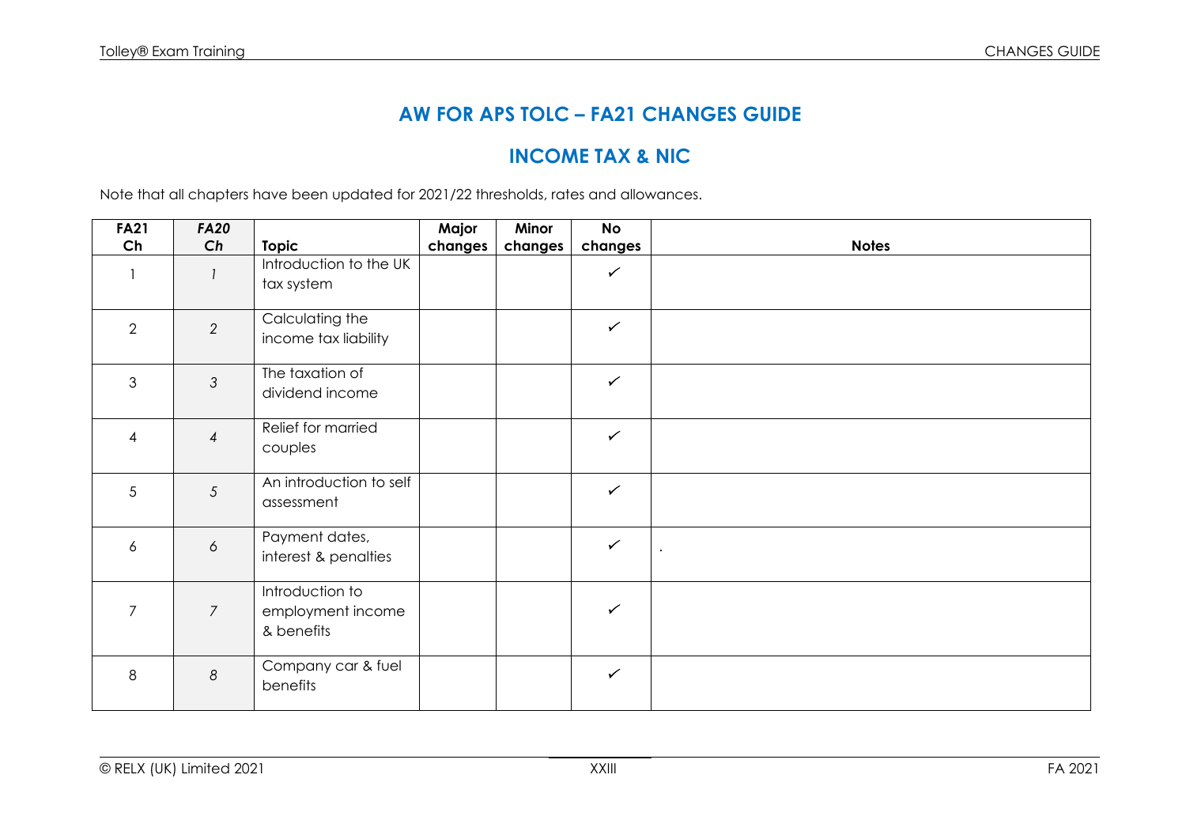# AW FOR APS TOLC – FA21 CHANGES GUIDE

## INCOME TAX & NIC

Note that all chapters have been updated for 2021/22 thresholds, rates and allowances.

| FA21 Ch | *FA20 Ch* | Topic | Major changes | Minor changes | No changes | Notes |
|---|---|---|---|---|---|---|
| 1 | *1* | Introduction to the UK tax system | | | ✓ | |
| 2 | *2* | Calculating the income tax liability | | | ✓ | |
| 3 | *3* | The taxation of dividend income | | | ✓ | |
| 4 | *4* | Relief for married couples | | | ✓ | |
| 5 | *5* | An introduction to self assessment | | | ✓ | |
| 6 | *6* | Payment dates, interest & penalties | | | ✓ | . |
| 7 | *7* | Introduction to employment income & benefits | | | ✓ | |
| 8 | *8* | Company car & fuel benefits | | | ✓ | |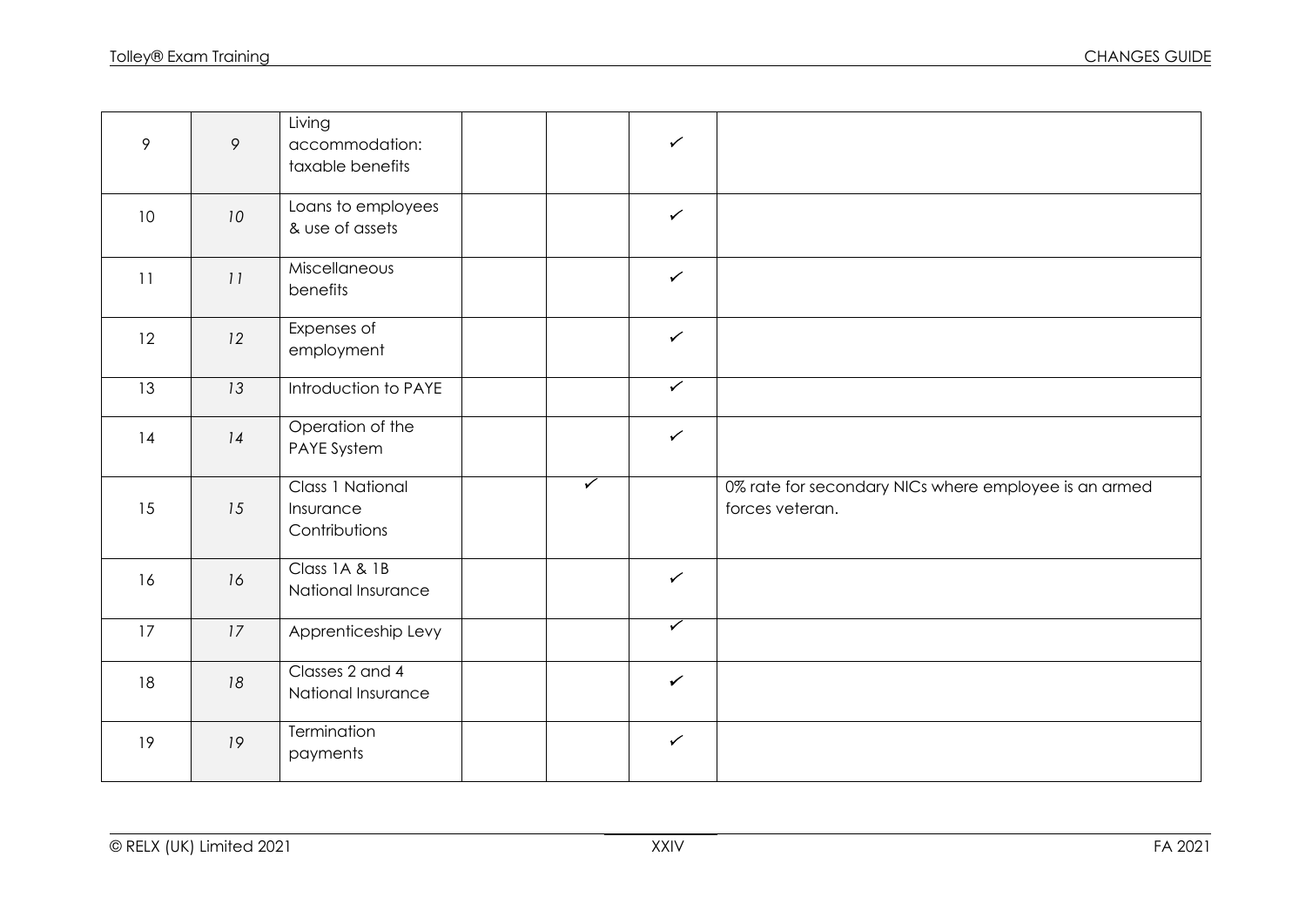| | | | | | | |
|---|---|---|---|---|---|---|
| 9 | *9* | Living accommodation: taxable benefits | | | ✓ | |
| 10 | *10* | Loans to employees & use of assets | | | ✓ | |
| 11 | *11* | Miscellaneous benefits | | | ✓ | |
| 12 | *12* | Expenses of employment | | | ✓ | |
| 13 | *13* | Introduction to PAYE | | | ✓ | |
| 14 | *14* | Operation of the PAYE System | | | ✓ | |
| 15 | *15* | Class 1 National Insurance Contributions | | ✓ | | 0% rate for secondary NICs where employee is an armed forces veteran. |
| 16 | *16* | Class 1A & 1B National Insurance | | | ✓ | |
| 17 | *17* | Apprenticeship Levy | | | ✓ | |
| 18 | *18* | Classes 2 and 4 National Insurance | | | ✓ | |
| 19 | *19* | Termination payments | | | ✓ | |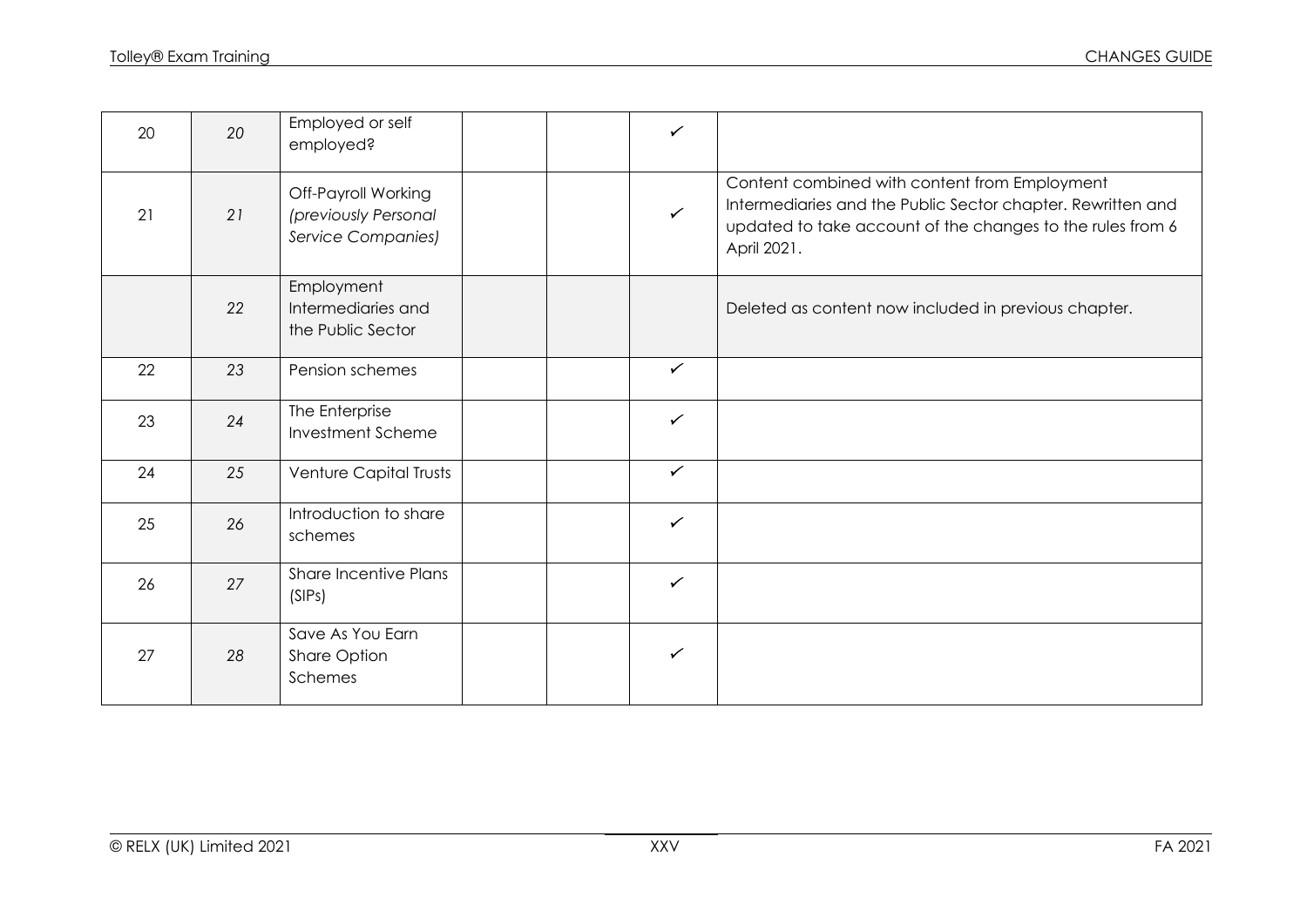| | | | | | | |
|---|---|---|---|---|---|---|
| 20 | *20* | Employed or self employed? | | | ✓ | |
| 21 | *21* | Off-Payroll Working *(previously Personal Service Companies)* | | | ✓ | Content combined with content from Employment Intermediaries and the Public Sector chapter. Rewritten and updated to take account of the changes to the rules from 6 April 2021. |
| | *22* | Employment Intermediaries and the Public Sector | | | | Deleted as content now included in previous chapter. |
| 22 | *23* | Pension schemes | | | ✓ | |
| 23 | *24* | The Enterprise Investment Scheme | | | ✓ | |
| 24 | *25* | Venture Capital Trusts | | | ✓ | |
| 25 | *26* | Introduction to share schemes | | | ✓ | |
| 26 | *27* | Share Incentive Plans (SIPs) | | | ✓ | |
| 27 | *28* | Save As You Earn Share Option Schemes | | | ✓ | |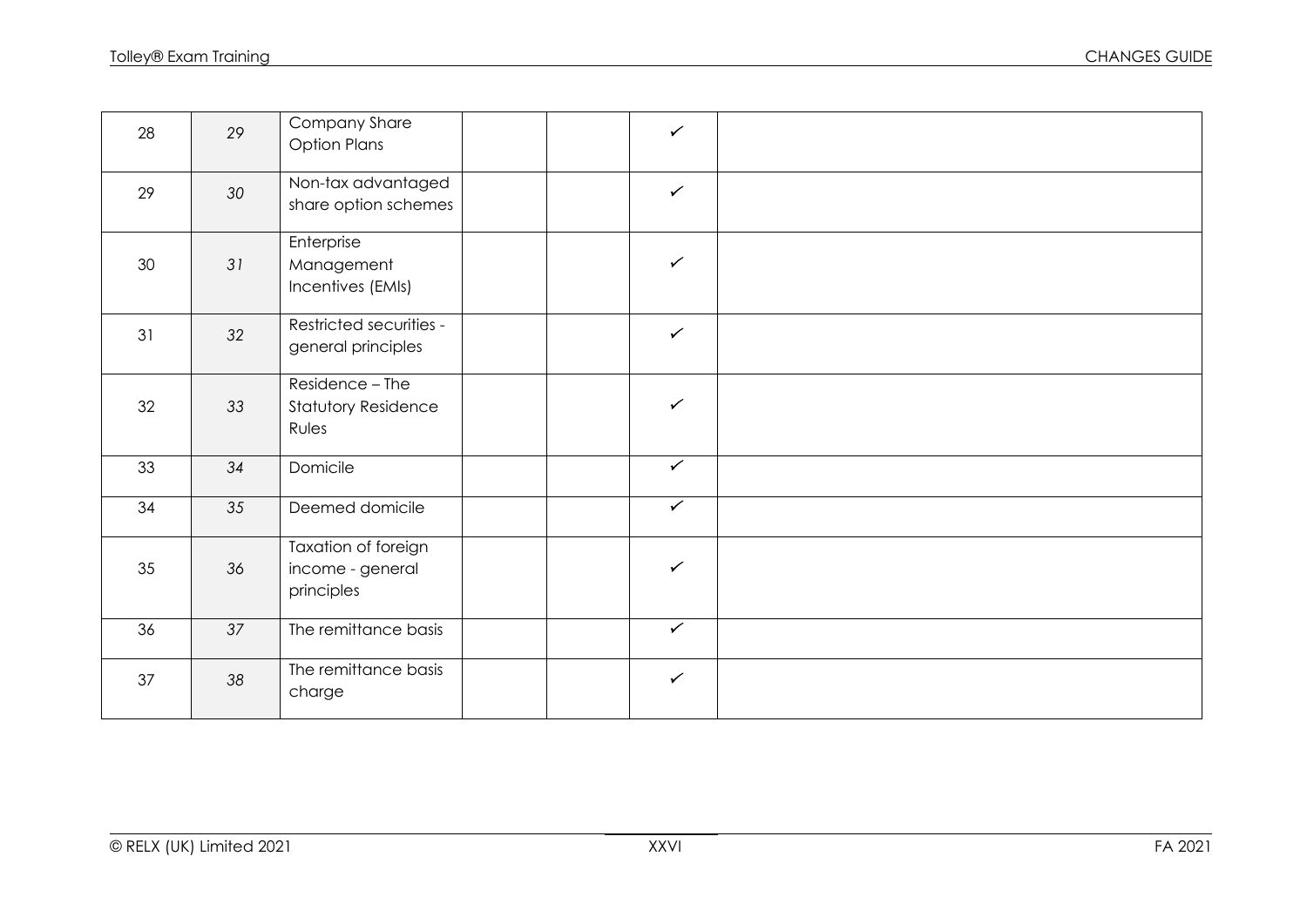| | | | | | | |
|---|---|---|---|---|---|---|
| 28 | *29* | Company Share Option Plans | | | ✓ | |
| 29 | *30* | Non-tax advantaged share option schemes | | | ✓ | |
| 30 | *31* | Enterprise Management Incentives (EMIs) | | | ✓ | |
| 31 | *32* | Restricted securities - general principles | | | ✓ | |
| 32 | *33* | Residence – The Statutory Residence Rules | | | ✓ | |
| 33 | *34* | Domicile | | | ✓ | |
| 34 | *35* | Deemed domicile | | | ✓ | |
| 35 | *36* | Taxation of foreign income - general principles | | | ✓ | |
| 36 | *37* | The remittance basis | | | ✓ | |
| 37 | *38* | The remittance basis charge | | | ✓ | |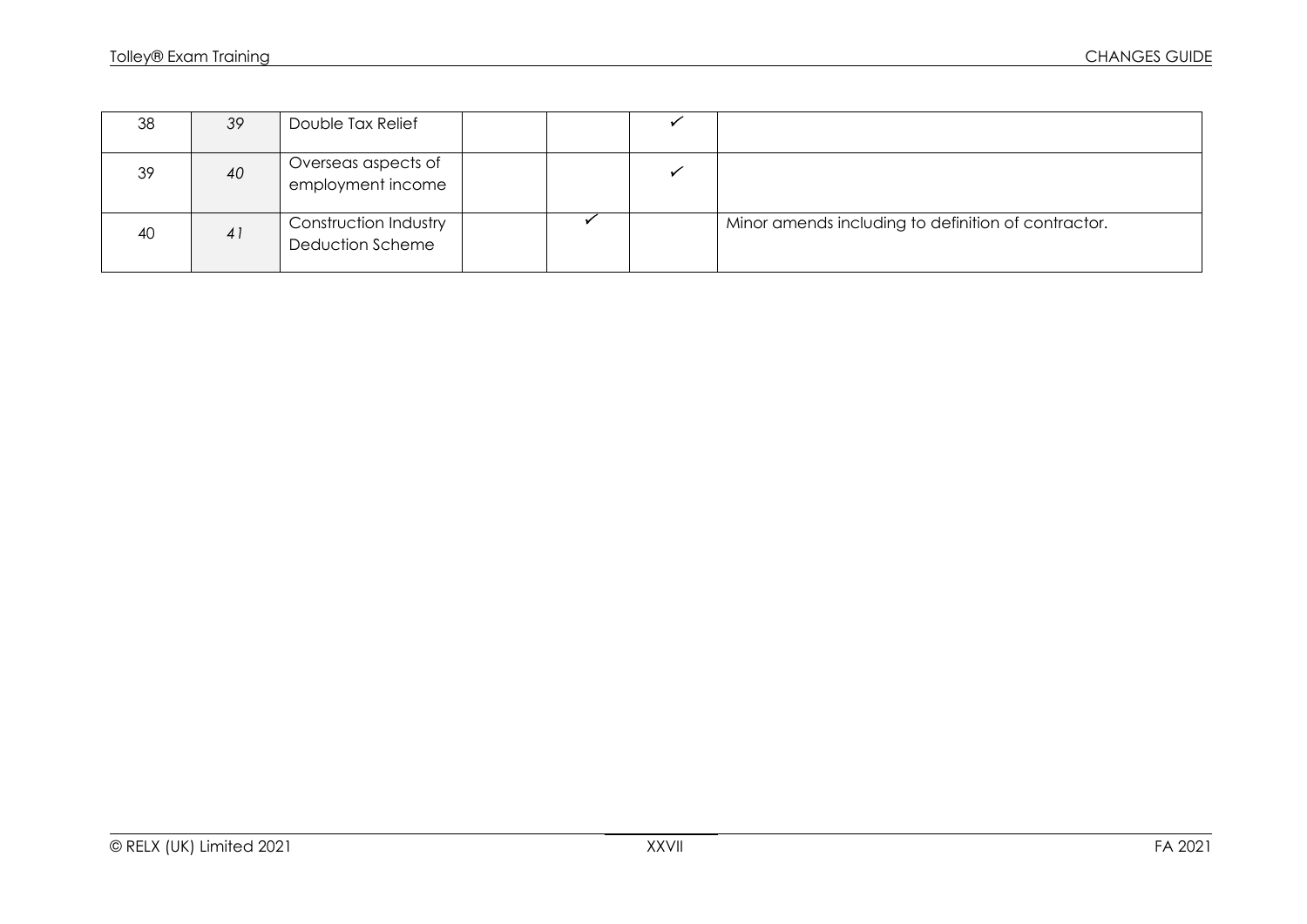| | | | | | | |
|---|---|---|---|---|---|---|
| 38 | *39* | Double Tax Relief | | | ✓ | |
| 39 | *40* | Overseas aspects of employment income | | | ✓ | |
| 40 | *41* | Construction Industry Deduction Scheme | | ✓ | | Minor amends including to definition of contractor. |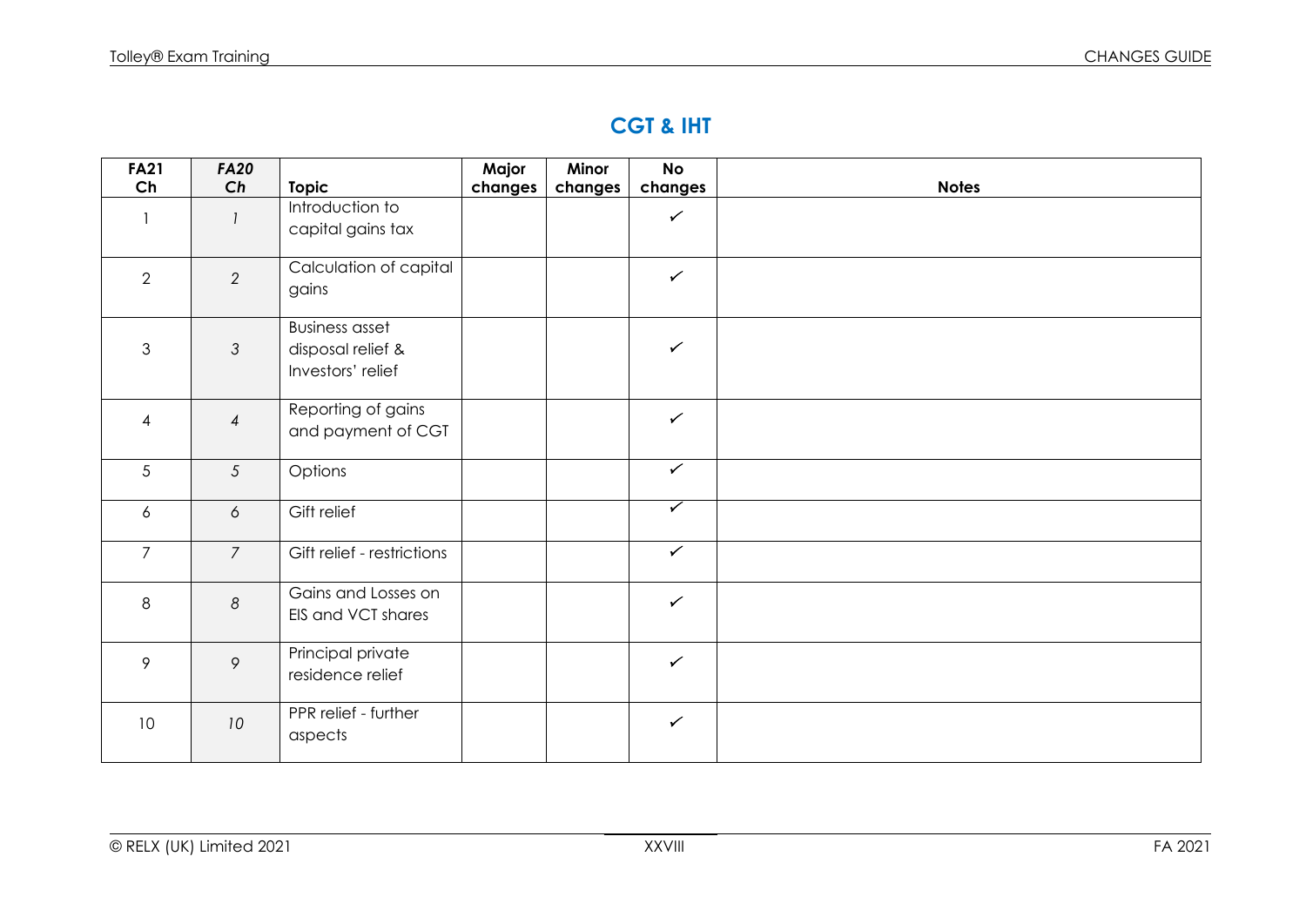## CGT & IHT

| FA21 Ch | *FA20 Ch* | Topic | Major changes | Minor changes | No changes | Notes |
|---|---|---|---|---|---|---|
| 1 | *1* | Introduction to capital gains tax | | | ✓ | |
| 2 | *2* | Calculation of capital gains | | | ✓ | |
| 3 | *3* | Business asset disposal relief & Investors' relief | | | ✓ | |
| 4 | *4* | Reporting of gains and payment of CGT | | | ✓ | |
| 5 | *5* | Options | | | ✓ | |
| 6 | *6* | Gift relief | | | ✓ | |
| 7 | *7* | Gift relief - restrictions | | | ✓ | |
| 8 | *8* | Gains and Losses on EIS and VCT shares | | | ✓ | |
| 9 | *9* | Principal private residence relief | | | ✓ | |
| 10 | *10* | PPR relief - further aspects | | | ✓ | |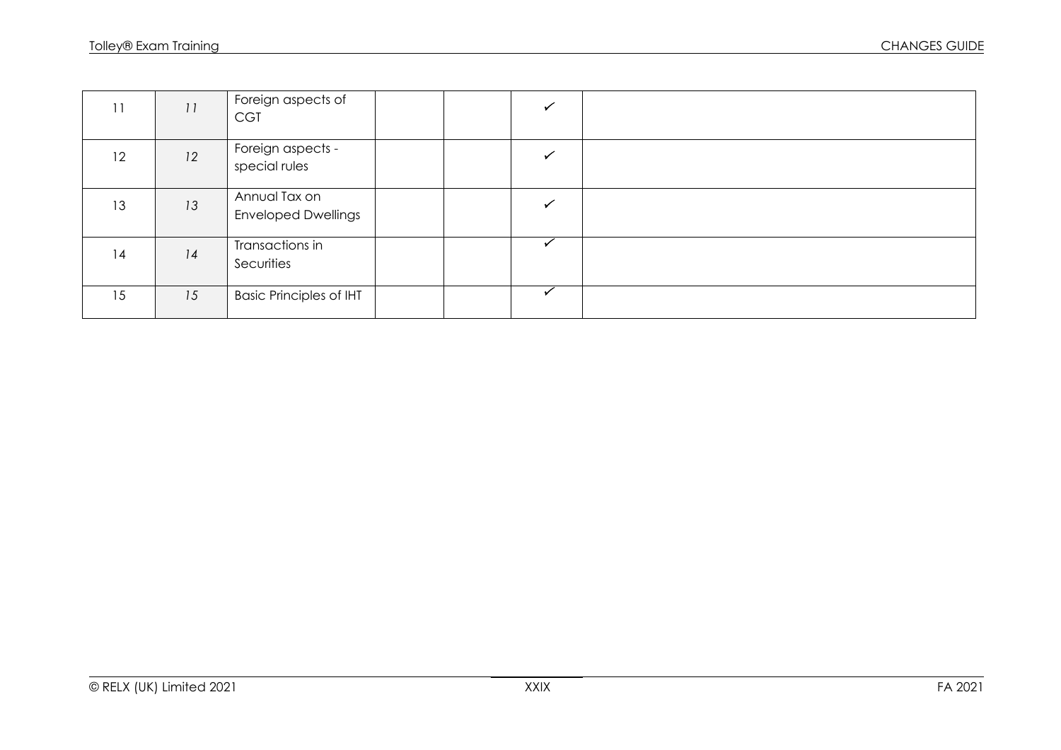| | | | | | | |
|---|---|---|---|---|---|---|
| 11 | *11* | Foreign aspects of CGT | | | ✓ | |
| 12 | *12* | Foreign aspects - special rules | | | ✓ | |
| 13 | *13* | Annual Tax on Enveloped Dwellings | | | ✓ | |
| 14 | *14* | Transactions in Securities | | | ✓ | |
| 15 | *15* | Basic Principles of IHT | | | ✓ | |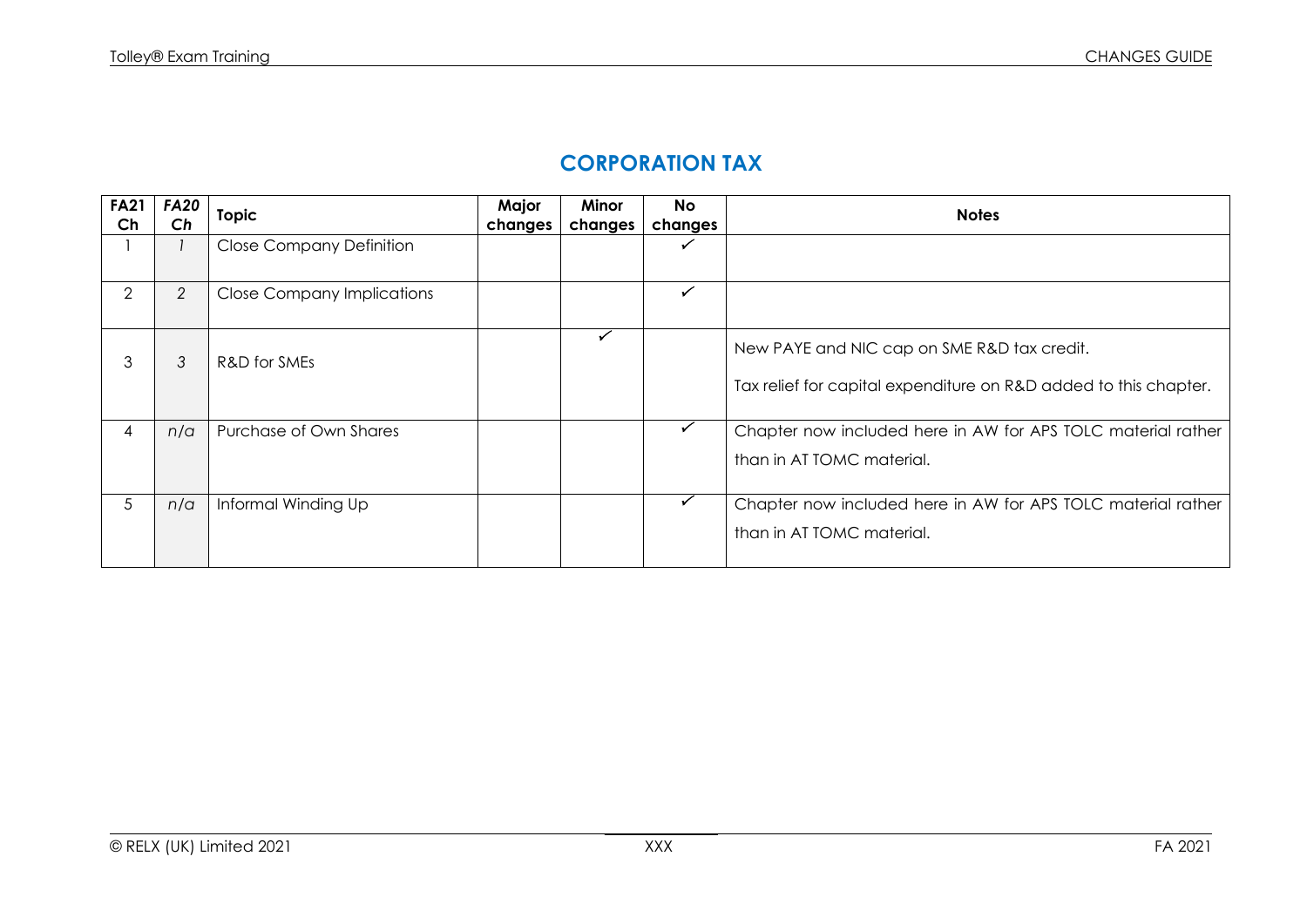## CORPORATION TAX

| FA21 Ch | *FA20 Ch* | Topic | Major changes | Minor changes | No changes | Notes |
|---|---|---|---|---|---|---|
| 1 | *1* | Close Company Definition | | | ✓ | |
| 2 | *2* | Close Company Implications | | | ✓ | |
| 3 | *3* | R&D for SMEs | | ✓ | | New PAYE and NIC cap on SME R&D tax credit. Tax relief for capital expenditure on R&D added to this chapter. |
| 4 | *n/a* | Purchase of Own Shares | | | ✓ | Chapter now included here in AW for APS TOLC material rather than in AT TOMC material. |
| 5 | *n/a* | Informal Winding Up | | | ✓ | Chapter now included here in AW for APS TOLC material rather than in AT TOMC material. |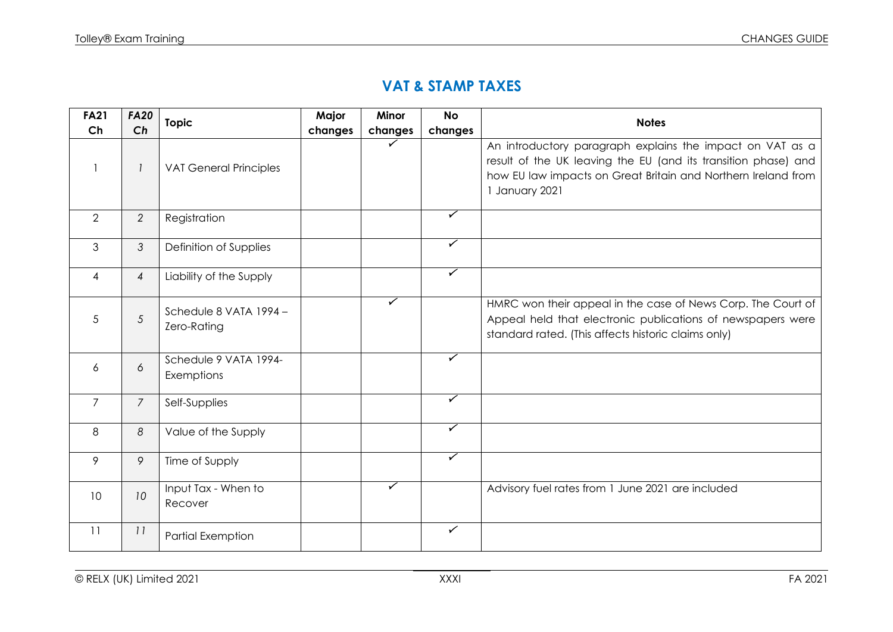## VAT & STAMP TAXES

| FA21 Ch | *FA20 Ch* | Topic | Major changes | Minor changes | No changes | Notes |
|---|---|---|---|---|---|---|
| 1 | *1* | VAT General Principles | | ✓ | | An introductory paragraph explains the impact on VAT as a result of the UK leaving the EU (and its transition phase) and how EU law impacts on Great Britain and Northern Ireland from 1 January 2021 |
| 2 | *2* | Registration | | | ✓ | |
| 3 | *3* | Definition of Supplies | | | ✓ | |
| 4 | *4* | Liability of the Supply | | | ✓ | |
| 5 | *5* | Schedule 8 VATA 1994 – Zero-Rating | | ✓ | | HMRC won their appeal in the case of News Corp. The Court of Appeal held that electronic publications of newspapers were standard rated. (This affects historic claims only) |
| 6 | *6* | Schedule 9 VATA 1994- Exemptions | | | ✓ | |
| 7 | *7* | Self-Supplies | | | ✓ | |
| 8 | *8* | Value of the Supply | | | ✓ | |
| 9 | *9* | Time of Supply | | | ✓ | |
| 10 | *10* | Input Tax - When to Recover | | ✓ | | Advisory fuel rates from 1 June 2021 are included |
| 11 | *11* | Partial Exemption | | | ✓ | |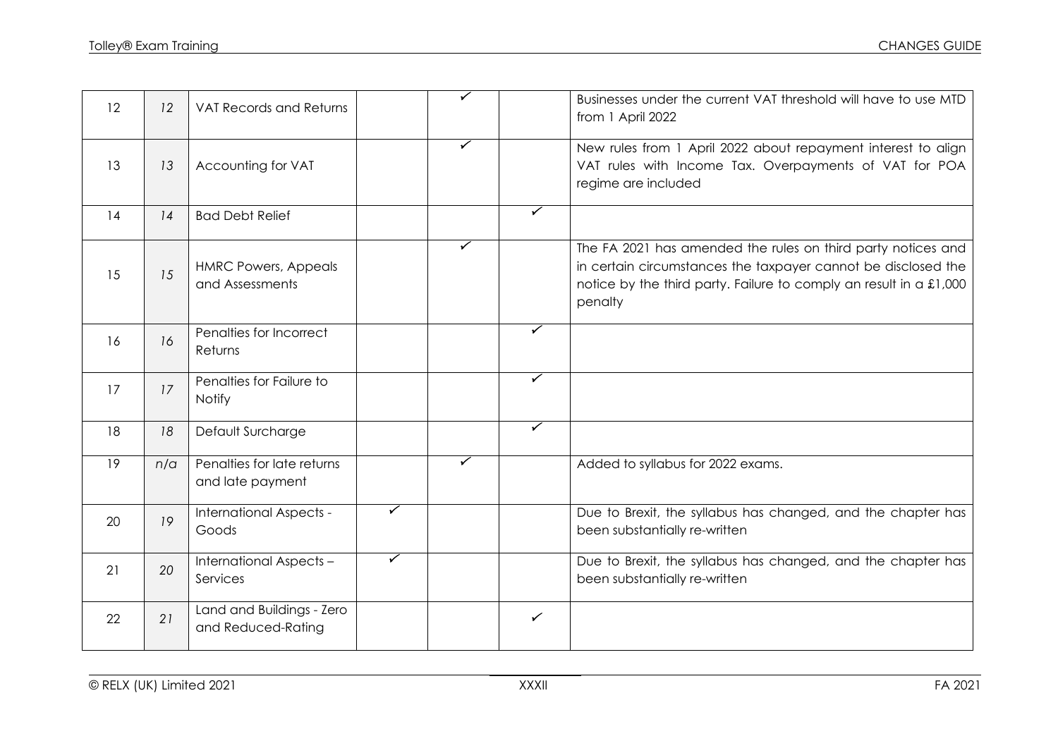| | | | | | | |
|---|---|---|---|---|---|---|
| 12 | 12 | VAT Records and Returns | | ✓ | | Businesses under the current VAT threshold will have to use MTD from 1 April 2022 |
| 13 | 13 | Accounting for VAT | | ✓ | | New rules from 1 April 2022 about repayment interest to align VAT rules with Income Tax. Overpayments of VAT for POA regime are included |
| 14 | 14 | Bad Debt Relief | | | ✓ | |
| 15 | 15 | HMRC Powers, Appeals and Assessments | | ✓ | | The FA 2021 has amended the rules on third party notices and in certain circumstances the taxpayer cannot be disclosed the notice by the third party. Failure to comply an result in a £1,000 penalty |
| 16 | 16 | Penalties for Incorrect Returns | | | ✓ | |
| 17 | 17 | Penalties for Failure to Notify | | | ✓ | |
| 18 | 18 | Default Surcharge | | | ✓ | |
| 19 | n/a | Penalties for late returns and late payment | | ✓ | | Added to syllabus for 2022 exams. |
| 20 | 19 | International Aspects - Goods | ✓ | | | Due to Brexit, the syllabus has changed, and the chapter has been substantially re-written |
| 21 | 20 | International Aspects – Services | ✓ | | | Due to Brexit, the syllabus has changed, and the chapter has been substantially re-written |
| 22 | 21 | Land and Buildings - Zero and Reduced-Rating | | | ✓ | |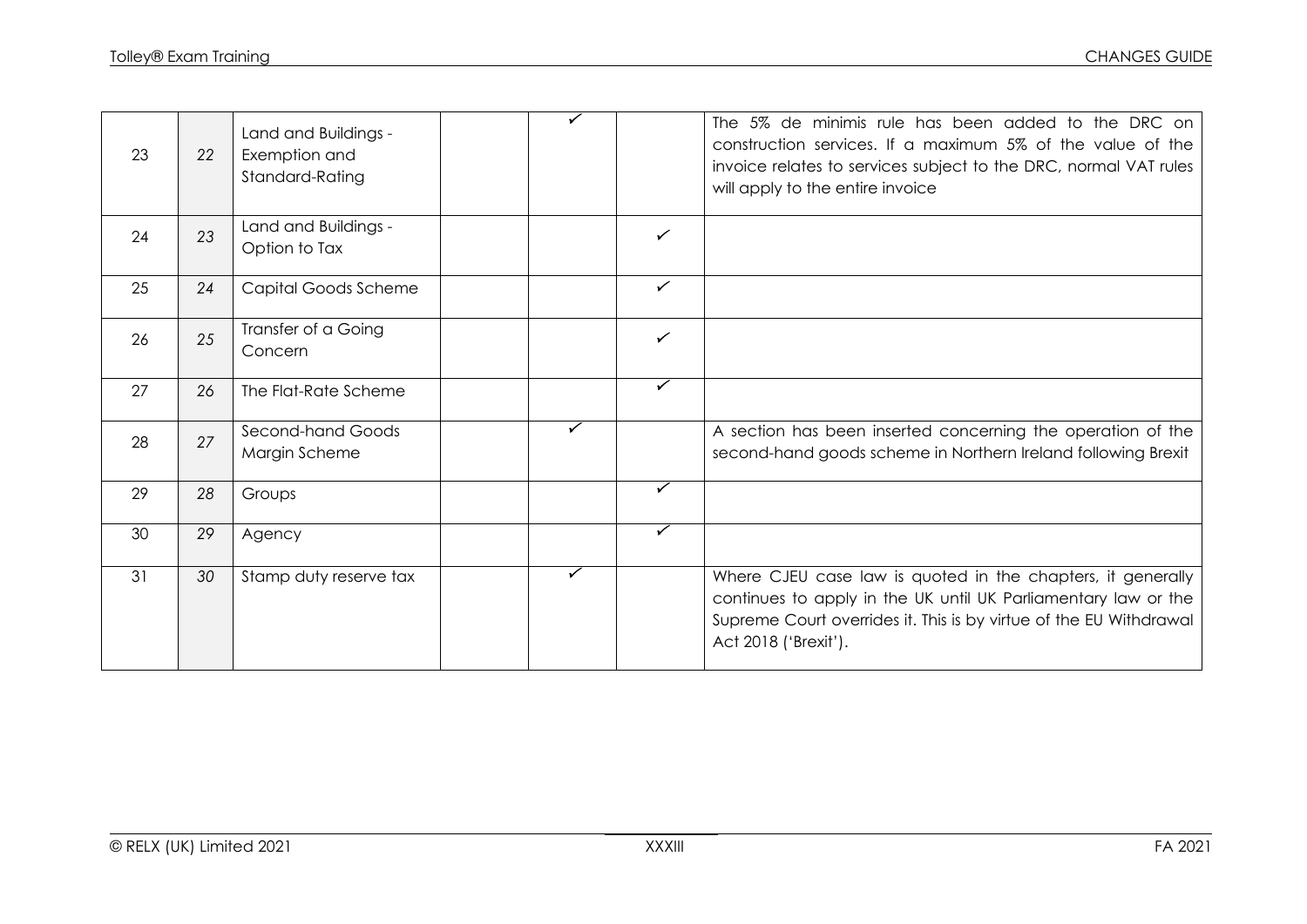| | | | | | | |
|---|---|---|---|---|---|---|
| 23 | 22 | Land and Buildings - Exemption and Standard-Rating | | ✓ | | The 5% de minimis rule has been added to the DRC on construction services. If a maximum 5% of the value of the invoice relates to services subject to the DRC, normal VAT rules will apply to the entire invoice |
| 24 | 23 | Land and Buildings - Option to Tax | | | ✓ | |
| 25 | 24 | Capital Goods Scheme | | | ✓ | |
| 26 | 25 | Transfer of a Going Concern | | | ✓ | |
| 27 | 26 | The Flat-Rate Scheme | | | ✓ | |
| 28 | 27 | Second-hand Goods Margin Scheme | | ✓ | | A section has been inserted concerning the operation of the second-hand goods scheme in Northern Ireland following Brexit |
| 29 | 28 | Groups | | | ✓ | |
| 30 | 29 | Agency | | | ✓ | |
| 31 | 30 | Stamp duty reserve tax | | ✓ | | Where CJEU case law is quoted in the chapters, it generally continues to apply in the UK until UK Parliamentary law or the Supreme Court overrides it. This is by virtue of the EU Withdrawal Act 2018 ('Brexit'). |